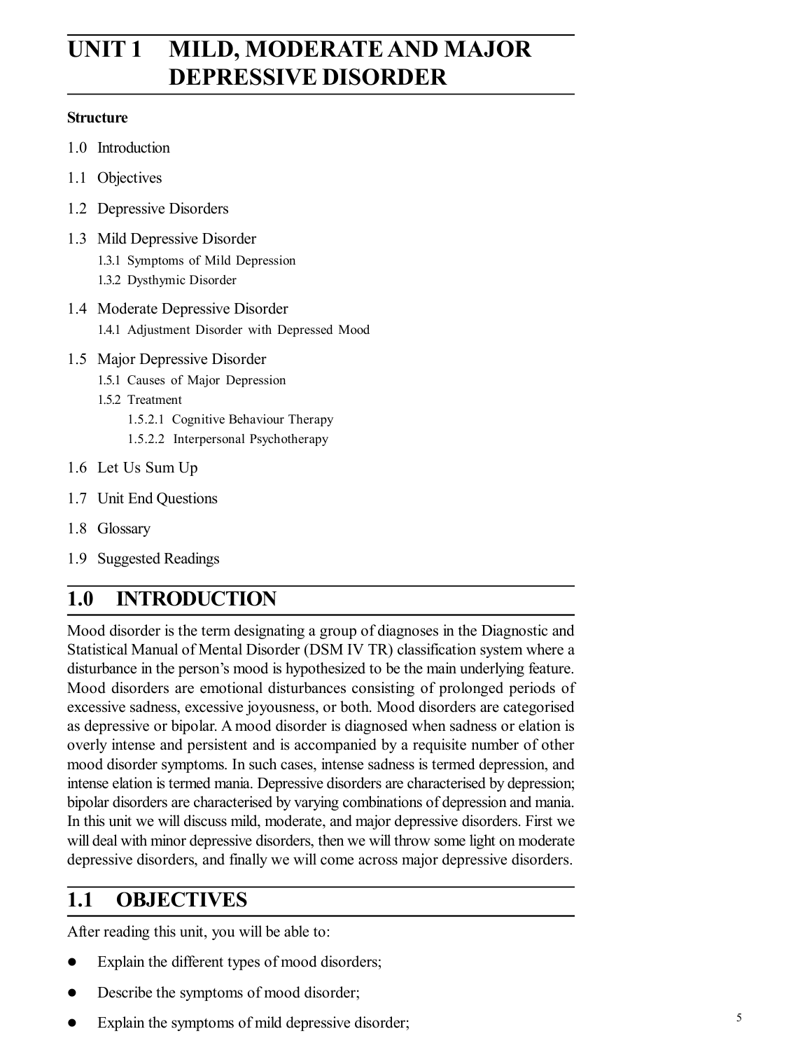# UNIT 1 MILD, MODERATE AND MAJOR DEPRESSIVE DISORDER

**Structure**

1.0 Introduction

1.1 Objectives

1.2 Depressive Disorders

1.3 Mild Depressive Disorder
- 1.3.1 Symptoms of Mild Depression
- 1.3.2 Dysthymic Disorder

1.4 Moderate Depressive Disorder
- 1.4.1 Adjustment Disorder with Depressed Mood

1.5 Major Depressive Disorder
- 1.5.1 Causes of Major Depression
- 1.5.2 Treatment
  - 1.5.2.1 Cognitive Behaviour Therapy
  - 1.5.2.2 Interpersonal Psychotherapy

1.6 Let Us Sum Up

1.7 Unit End Questions

1.8 Glossary

1.9 Suggested Readings

## 1.0 INTRODUCTION

Mood disorder is the term designating a group of diagnoses in the Diagnostic and Statistical Manual of Mental Disorder (DSM IV TR) classification system where a disturbance in the person's mood is hypothesized to be the main underlying feature. Mood disorders are emotional disturbances consisting of prolonged periods of excessive sadness, excessive joyousness, or both. Mood disorders are categorised as depressive or bipolar. A mood disorder is diagnosed when sadness or elation is overly intense and persistent and is accompanied by a requisite number of other mood disorder symptoms. In such cases, intense sadness is termed depression, and intense elation is termed mania. Depressive disorders are characterised by depression; bipolar disorders are characterised by varying combinations of depression and mania. In this unit we will discuss mild, moderate, and major depressive disorders. First we will deal with minor depressive disorders, then we will throw some light on moderate depressive disorders, and finally we will come across major depressive disorders.

## 1.1 OBJECTIVES

After reading this unit, you will be able to:

- Explain the different types of mood disorders;
- Describe the symptoms of mood disorder;
- Explain the symptoms of mild depressive disorder;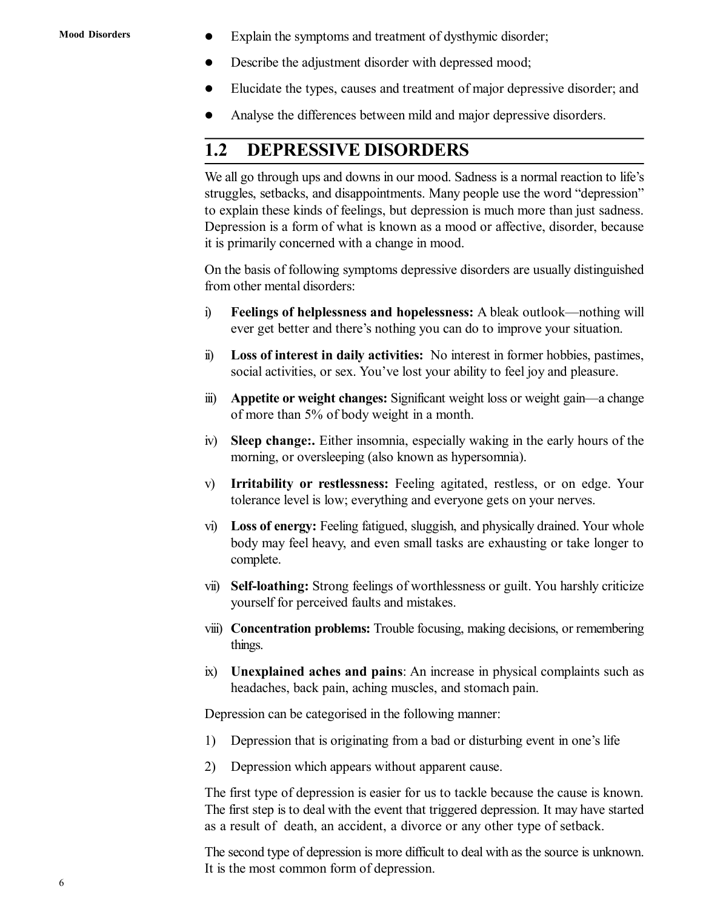- Explain the symptoms and treatment of dysthymic disorder;
- Describe the adjustment disorder with depressed mood;
- Elucidate the types, causes and treatment of major depressive disorder; and
- Analyse the differences between mild and major depressive disorders.

## 1.2 DEPRESSIVE DISORDERS

We all go through ups and downs in our mood. Sadness is a normal reaction to life's struggles, setbacks, and disappointments. Many people use the word "depression" to explain these kinds of feelings, but depression is much more than just sadness. Depression is a form of what is known as a mood or affective, disorder, because it is primarily concerned with a change in mood.

On the basis of following symptoms depressive disorders are usually distinguished from other mental disorders:

i) **Feelings of helplessness and hopelessness:** A bleak outlook—nothing will ever get better and there's nothing you can do to improve your situation.

ii) **Loss of interest in daily activities:** No interest in former hobbies, pastimes, social activities, or sex. You've lost your ability to feel joy and pleasure.

iii) **Appetite or weight changes:** Significant weight loss or weight gain—a change of more than 5% of body weight in a month.

iv) **Sleep change:.** Either insomnia, especially waking in the early hours of the morning, or oversleeping (also known as hypersomnia).

v) **Irritability or restlessness:** Feeling agitated, restless, or on edge. Your tolerance level is low; everything and everyone gets on your nerves.

vi) **Loss of energy:** Feeling fatigued, sluggish, and physically drained. Your whole body may feel heavy, and even small tasks are exhausting or take longer to complete.

vii) **Self-loathing:** Strong feelings of worthlessness or guilt. You harshly criticize yourself for perceived faults and mistakes.

viii) **Concentration problems:** Trouble focusing, making decisions, or remembering things.

ix) **Unexplained aches and pains**: An increase in physical complaints such as headaches, back pain, aching muscles, and stomach pain.

Depression can be categorised in the following manner:

1) Depression that is originating from a bad or disturbing event in one's life

2) Depression which appears without apparent cause.

The first type of depression is easier for us to tackle because the cause is known. The first step is to deal with the event that triggered depression. It may have started as a result of death, an accident, a divorce or any other type of setback.

The second type of depression is more difficult to deal with as the source is unknown. It is the most common form of depression.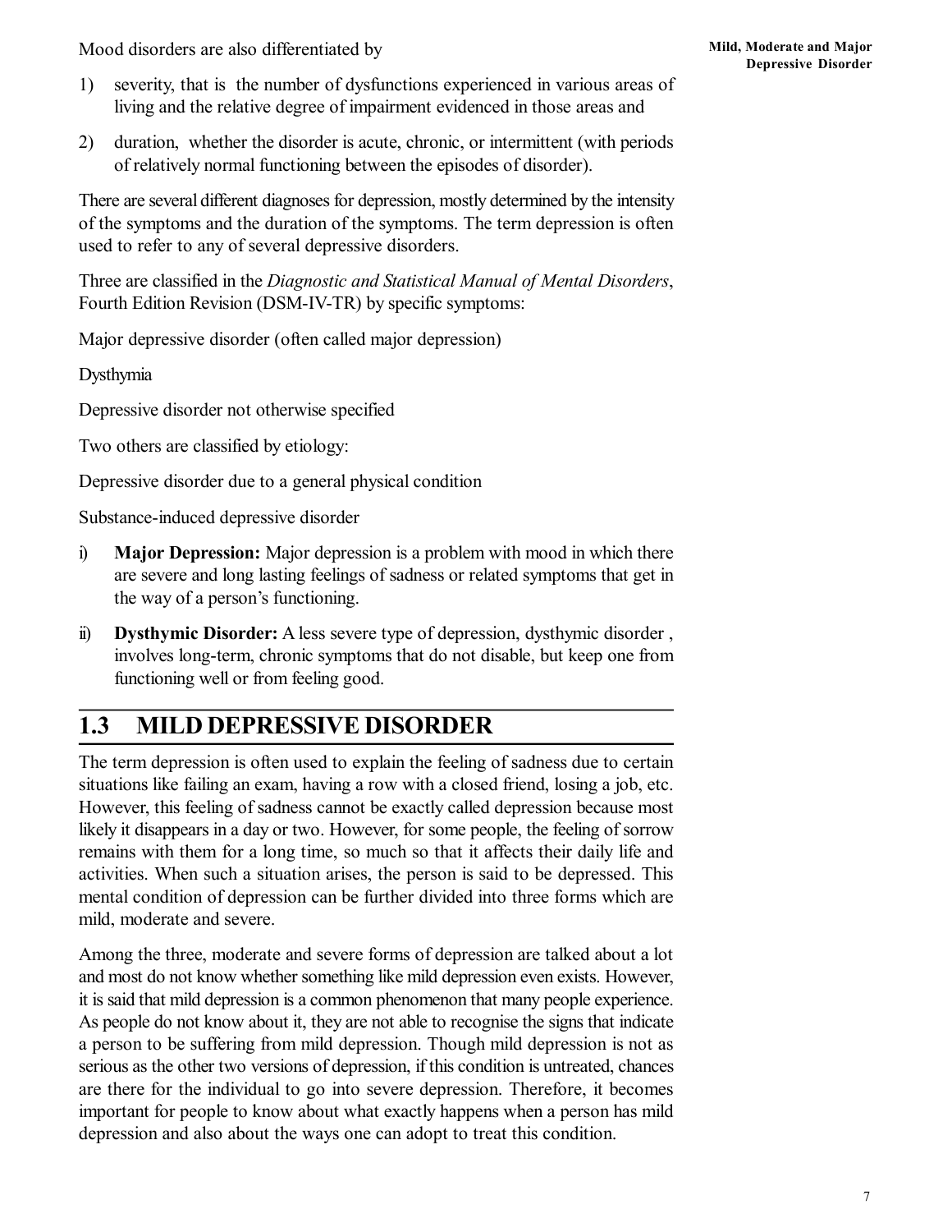Mood disorders are also differentiated by

1) severity, that is the number of dysfunctions experienced in various areas of living and the relative degree of impairment evidenced in those areas and

2) duration, whether the disorder is acute, chronic, or intermittent (with periods of relatively normal functioning between the episodes of disorder).

There are several different diagnoses for depression, mostly determined by the intensity of the symptoms and the duration of the symptoms. The term depression is often used to refer to any of several depressive disorders.

Three are classified in the *Diagnostic and Statistical Manual of Mental Disorders*, Fourth Edition Revision (DSM-IV-TR) by specific symptoms:

Major depressive disorder (often called major depression)

Dysthymia

Depressive disorder not otherwise specified

Two others are classified by etiology:

Depressive disorder due to a general physical condition

Substance-induced depressive disorder

i) **Major Depression:** Major depression is a problem with mood in which there are severe and long lasting feelings of sadness or related symptoms that get in the way of a person's functioning.

ii) **Dysthymic Disorder:** A less severe type of depression, dysthymic disorder , involves long-term, chronic symptoms that do not disable, but keep one from functioning well or from feeling good.

## 1.3 MILD DEPRESSIVE DISORDER

The term depression is often used to explain the feeling of sadness due to certain situations like failing an exam, having a row with a closed friend, losing a job, etc. However, this feeling of sadness cannot be exactly called depression because most likely it disappears in a day or two. However, for some people, the feeling of sorrow remains with them for a long time, so much so that it affects their daily life and activities. When such a situation arises, the person is said to be depressed. This mental condition of depression can be further divided into three forms which are mild, moderate and severe.

Among the three, moderate and severe forms of depression are talked about a lot and most do not know whether something like mild depression even exists. However, it is said that mild depression is a common phenomenon that many people experience. As people do not know about it, they are not able to recognise the signs that indicate a person to be suffering from mild depression. Though mild depression is not as serious as the other two versions of depression, if this condition is untreated, chances are there for the individual to go into severe depression. Therefore, it becomes important for people to know about what exactly happens when a person has mild depression and also about the ways one can adopt to treat this condition.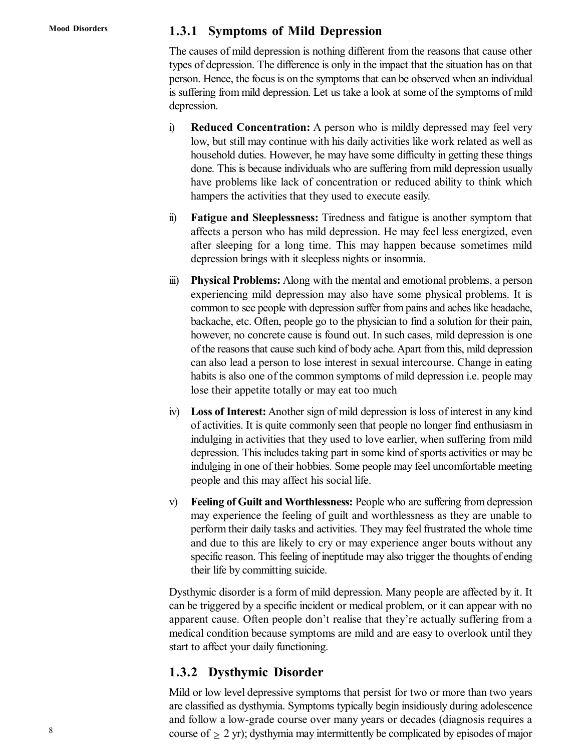### 1.3.1 Symptoms of Mild Depression

The causes of mild depression is nothing different from the reasons that cause other types of depression. The difference is only in the impact that the situation has on that person. Hence, the focus is on the symptoms that can be observed when an individual is suffering from mild depression. Let us take a look at some of the symptoms of mild depression.

i) **Reduced Concentration:** A person who is mildly depressed may feel very low, but still may continue with his daily activities like work related as well as household duties. However, he may have some difficulty in getting these things done. This is because individuals who are suffering from mild depression usually have problems like lack of concentration or reduced ability to think which hampers the activities that they used to execute easily.

ii) **Fatigue and Sleeplessness:** Tiredness and fatigue is another symptom that affects a person who has mild depression. He may feel less energized, even after sleeping for a long time. This may happen because sometimes mild depression brings with it sleepless nights or insomnia.

iii) **Physical Problems:** Along with the mental and emotional problems, a person experiencing mild depression may also have some physical problems. It is common to see people with depression suffer from pains and aches like headache, backache, etc. Often, people go to the physician to find a solution for their pain, however, no concrete cause is found out. In such cases, mild depression is one of the reasons that cause such kind of body ache. Apart from this, mild depression can also lead a person to lose interest in sexual intercourse. Change in eating habits is also one of the common symptoms of mild depression i.e. people may lose their appetite totally or may eat too much

iv) **Loss of Interest:** Another sign of mild depression is loss of interest in any kind of activities. It is quite commonly seen that people no longer find enthusiasm in indulging in activities that they used to love earlier, when suffering from mild depression. This includes taking part in some kind of sports activities or may be indulging in one of their hobbies. Some people may feel uncomfortable meeting people and this may affect his social life.

v) **Feeling of Guilt and Worthlessness:** People who are suffering from depression may experience the feeling of guilt and worthlessness as they are unable to perform their daily tasks and activities. They may feel frustrated the whole time and due to this are likely to cry or may experience anger bouts without any specific reason. This feeling of ineptitude may also trigger the thoughts of ending their life by committing suicide.

Dysthymic disorder is a form of mild depression. Many people are affected by it. It can be triggered by a specific incident or medical problem, or it can appear with no apparent cause. Often people don't realise that they're actually suffering from a medical condition because symptoms are mild and are easy to overlook until they start to affect your daily functioning.

### 1.3.2 Dysthymic Disorder

Mild or low level depressive symptoms that persist for two or more than two years are classified as dysthymia. Symptoms typically begin insidiously during adolescence and follow a low-grade course over many years or decades (diagnosis requires a course of $\geq 2$ yr); dysthymia may intermittently be complicated by episodes of major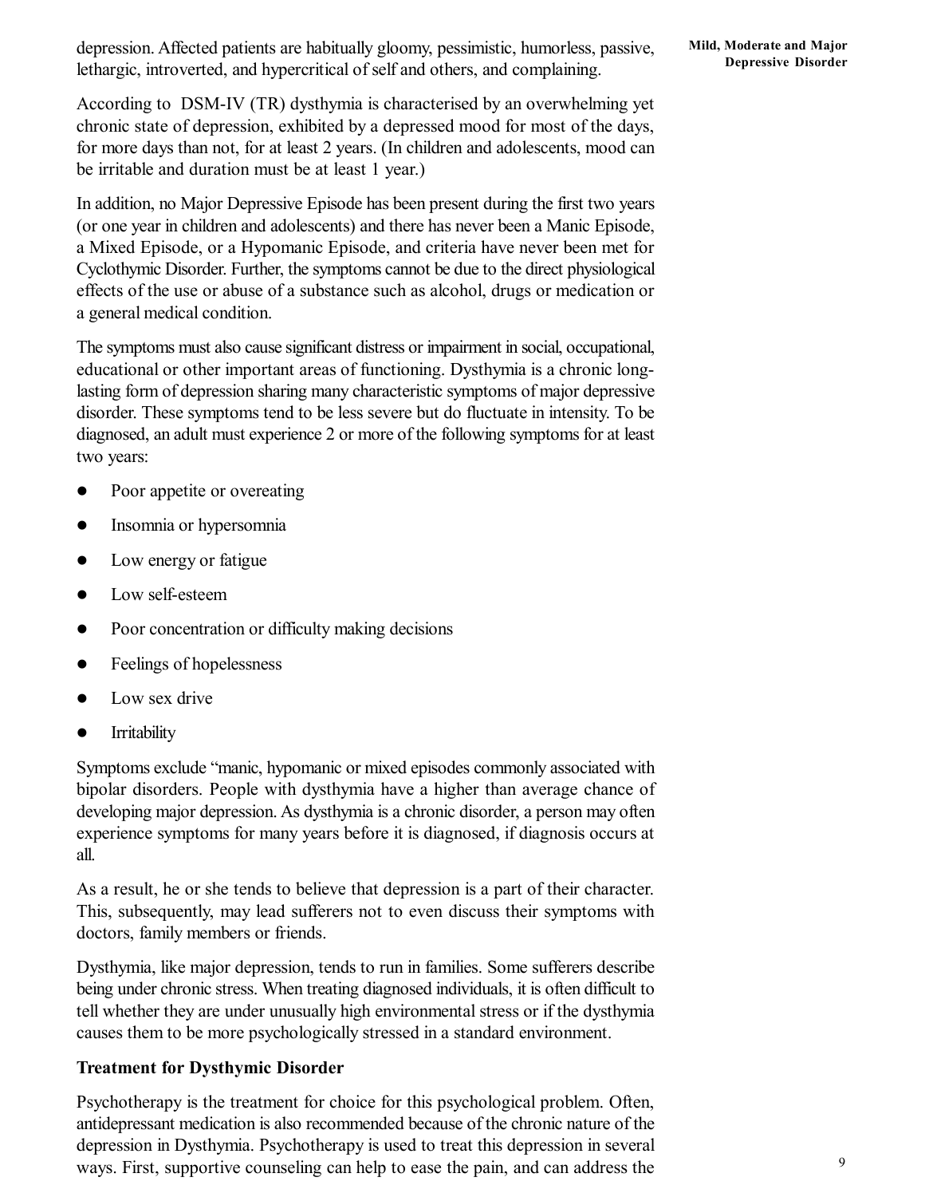depression. Affected patients are habitually gloomy, pessimistic, humorless, passive, lethargic, introverted, and hypercritical of self and others, and complaining.

According to DSM-IV (TR) dysthymia is characterised by an overwhelming yet chronic state of depression, exhibited by a depressed mood for most of the days, for more days than not, for at least 2 years. (In children and adolescents, mood can be irritable and duration must be at least 1 year.)

In addition, no Major Depressive Episode has been present during the first two years (or one year in children and adolescents) and there has never been a Manic Episode, a Mixed Episode, or a Hypomanic Episode, and criteria have never been met for Cyclothymic Disorder. Further, the symptoms cannot be due to the direct physiological effects of the use or abuse of a substance such as alcohol, drugs or medication or a general medical condition.

The symptoms must also cause significant distress or impairment in social, occupational, educational or other important areas of functioning. Dysthymia is a chronic long-lasting form of depression sharing many characteristic symptoms of major depressive disorder. These symptoms tend to be less severe but do fluctuate in intensity. To be diagnosed, an adult must experience 2 or more of the following symptoms for at least two years:

- Poor appetite or overeating
- Insomnia or hypersomnia
- Low energy or fatigue
- Low self-esteem
- Poor concentration or difficulty making decisions
- Feelings of hopelessness
- Low sex drive
- Irritability

Symptoms exclude "manic, hypomanic or mixed episodes commonly associated with bipolar disorders. People with dysthymia have a higher than average chance of developing major depression. As dysthymia is a chronic disorder, a person may often experience symptoms for many years before it is diagnosed, if diagnosis occurs at all.

As a result, he or she tends to believe that depression is a part of their character. This, subsequently, may lead sufferers not to even discuss their symptoms with doctors, family members or friends.

Dysthymia, like major depression, tends to run in families. Some sufferers describe being under chronic stress. When treating diagnosed individuals, it is often difficult to tell whether they are under unusually high environmental stress or if the dysthymia causes them to be more psychologically stressed in a standard environment.

## Treatment for Dysthymic Disorder

Psychotherapy is the treatment for choice for this psychological problem. Often, antidepressant medication is also recommended because of the chronic nature of the depression in Dysthymia. Psychotherapy is used to treat this depression in several ways. First, supportive counseling can help to ease the pain, and can address the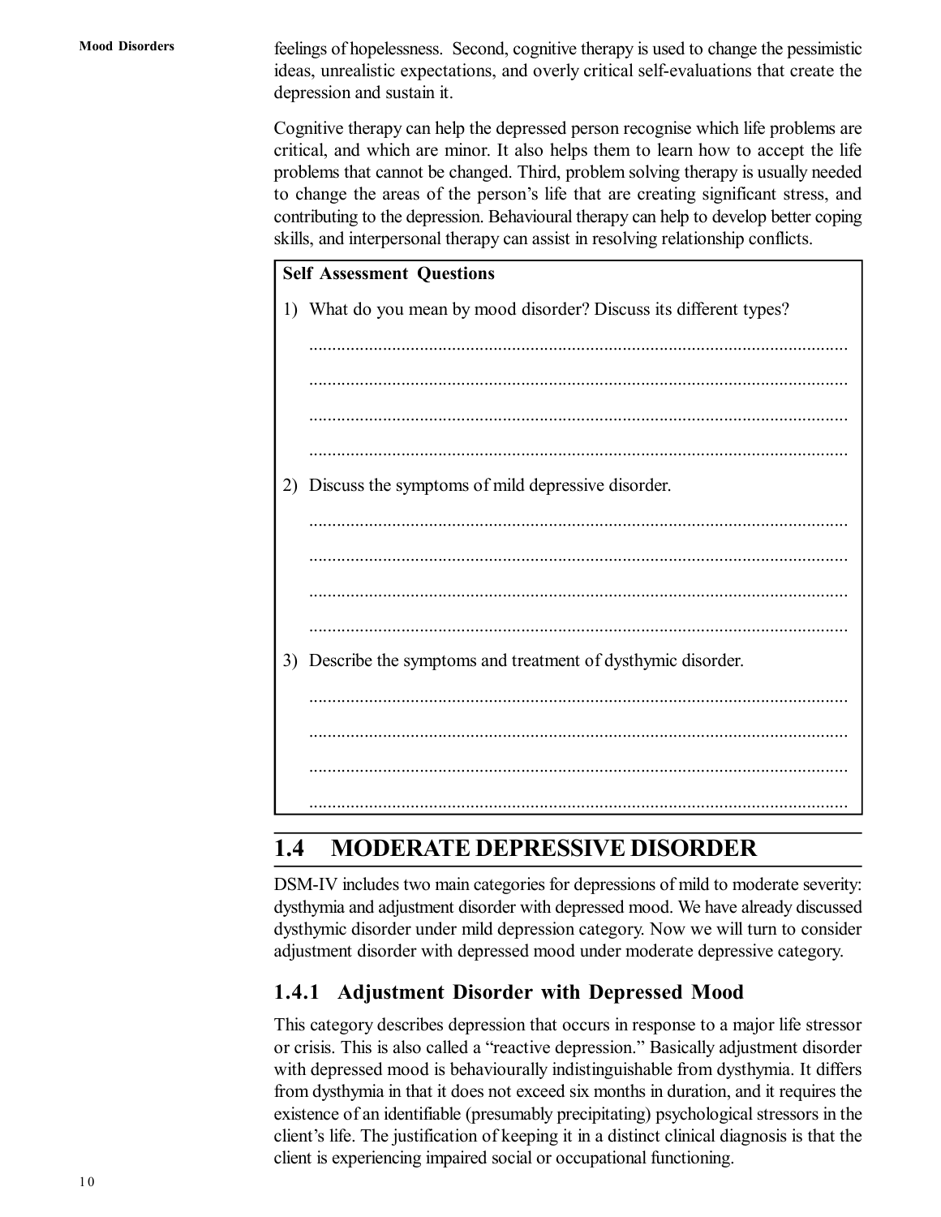feelings of hopelessness. Second, cognitive therapy is used to change the pessimistic ideas, unrealistic expectations, and overly critical self-evaluations that create the depression and sustain it.

Cognitive therapy can help the depressed person recognise which life problems are critical, and which are minor. It also helps them to learn how to accept the life problems that cannot be changed. Third, problem solving therapy is usually needed to change the areas of the person's life that are creating significant stress, and contributing to the depression. Behavioural therapy can help to develop better coping skills, and interpersonal therapy can assist in resolving relationship conflicts.

**Self Assessment Questions**

1) What do you mean by mood disorder? Discuss its different types?

.....................................................................................................................

.....................................................................................................................

.....................................................................................................................

.....................................................................................................................

2) Discuss the symptoms of mild depressive disorder.

.....................................................................................................................

.....................................................................................................................

.....................................................................................................................

.....................................................................................................................

3) Describe the symptoms and treatment of dysthymic disorder.

.....................................................................................................................

.....................................................................................................................

.....................................................................................................................

.....................................................................................................................

## 1.4 MODERATE DEPRESSIVE DISORDER

DSM-IV includes two main categories for depressions of mild to moderate severity: dysthymia and adjustment disorder with depressed mood. We have already discussed dysthymic disorder under mild depression category. Now we will turn to consider adjustment disorder with depressed mood under moderate depressive category.

### 1.4.1 Adjustment Disorder with Depressed Mood

This category describes depression that occurs in response to a major life stressor or crisis. This is also called a "reactive depression." Basically adjustment disorder with depressed mood is behaviourally indistinguishable from dysthymia. It differs from dysthymia in that it does not exceed six months in duration, and it requires the existence of an identifiable (presumably precipitating) psychological stressors in the client's life. The justification of keeping it in a distinct clinical diagnosis is that the client is experiencing impaired social or occupational functioning.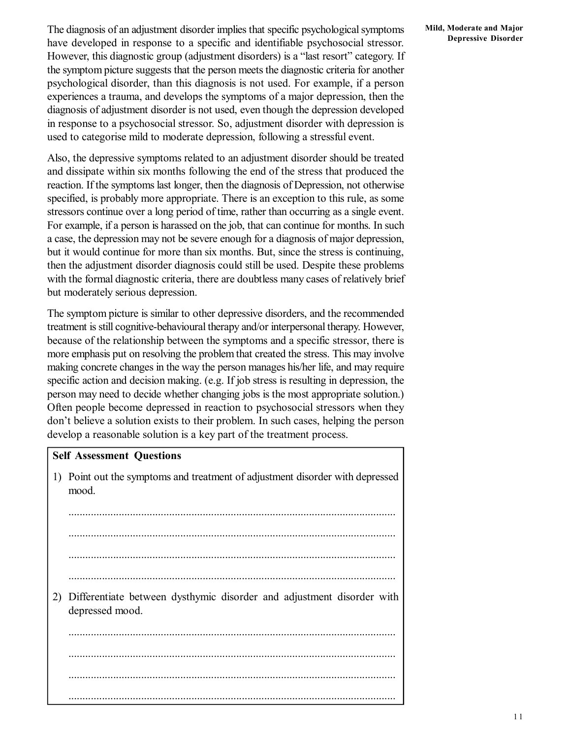The diagnosis of an adjustment disorder implies that specific psychological symptoms have developed in response to a specific and identifiable psychosocial stressor. However, this diagnostic group (adjustment disorders) is a "last resort" category. If the symptom picture suggests that the person meets the diagnostic criteria for another psychological disorder, than this diagnosis is not used. For example, if a person experiences a trauma, and develops the symptoms of a major depression, then the diagnosis of adjustment disorder is not used, even though the depression developed in response to a psychosocial stressor. So, adjustment disorder with depression is used to categorise mild to moderate depression, following a stressful event.

Also, the depressive symptoms related to an adjustment disorder should be treated and dissipate within six months following the end of the stress that produced the reaction. If the symptoms last longer, then the diagnosis of Depression, not otherwise specified, is probably more appropriate. There is an exception to this rule, as some stressors continue over a long period of time, rather than occurring as a single event. For example, if a person is harassed on the job, that can continue for months. In such a case, the depression may not be severe enough for a diagnosis of major depression, but it would continue for more than six months. But, since the stress is continuing, then the adjustment disorder diagnosis could still be used. Despite these problems with the formal diagnostic criteria, there are doubtless many cases of relatively brief but moderately serious depression.

The symptom picture is similar to other depressive disorders, and the recommended treatment is still cognitive-behavioural therapy and/or interpersonal therapy. However, because of the relationship between the symptoms and a specific stressor, there is more emphasis put on resolving the problem that created the stress. This may involve making concrete changes in the way the person manages his/her life, and may require specific action and decision making. (e.g. If job stress is resulting in depression, the person may need to decide whether changing jobs is the most appropriate solution.) Often people become depressed in reaction to psychosocial stressors when they don't believe a solution exists to their problem. In such cases, helping the person develop a reasonable solution is a key part of the treatment process.

**Self Assessment Questions**

1) Point out the symptoms and treatment of adjustment disorder with depressed mood.

   .....................................................................................................................

   .....................................................................................................................

   .....................................................................................................................

   .....................................................................................................................

2) Differentiate between dysthymic disorder and adjustment disorder with depressed mood.

   .....................................................................................................................

   .....................................................................................................................

   .....................................................................................................................

   .....................................................................................................................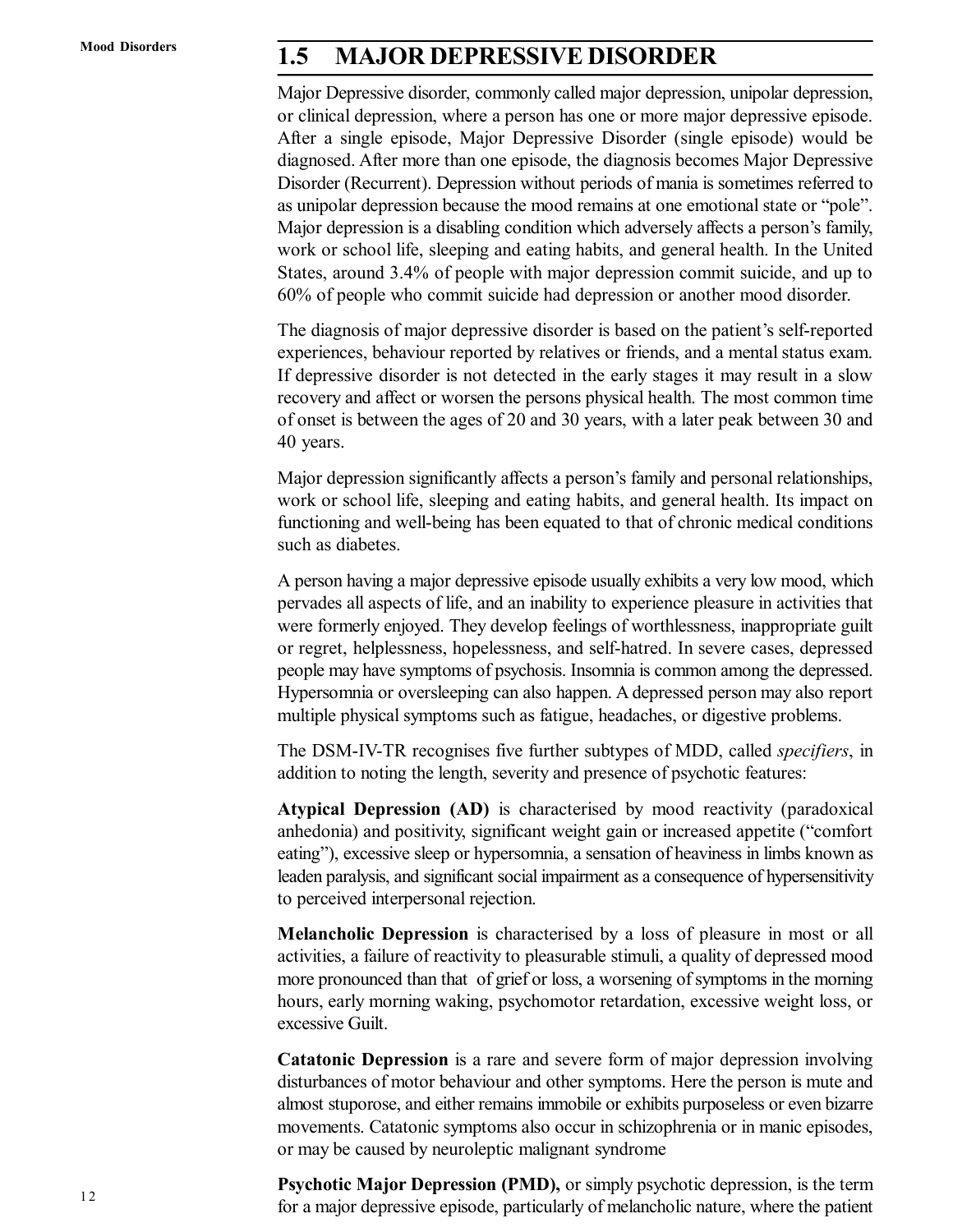## 1.5 MAJOR DEPRESSIVE DISORDER

Major Depressive disorder, commonly called major depression, unipolar depression, or clinical depression, where a person has one or more major depressive episode. After a single episode, Major Depressive Disorder (single episode) would be diagnosed. After more than one episode, the diagnosis becomes Major Depressive Disorder (Recurrent). Depression without periods of mania is sometimes referred to as unipolar depression because the mood remains at one emotional state or "pole". Major depression is a disabling condition which adversely affects a person's family, work or school life, sleeping and eating habits, and general health. In the United States, around 3.4% of people with major depression commit suicide, and up to 60% of people who commit suicide had depression or another mood disorder.

The diagnosis of major depressive disorder is based on the patient's self-reported experiences, behaviour reported by relatives or friends, and a mental status exam. If depressive disorder is not detected in the early stages it may result in a slow recovery and affect or worsen the persons physical health. The most common time of onset is between the ages of 20 and 30 years, with a later peak between 30 and 40 years.

Major depression significantly affects a person's family and personal relationships, work or school life, sleeping and eating habits, and general health. Its impact on functioning and well-being has been equated to that of chronic medical conditions such as diabetes.

A person having a major depressive episode usually exhibits a very low mood, which pervades all aspects of life, and an inability to experience pleasure in activities that were formerly enjoyed. They develop feelings of worthlessness, inappropriate guilt or regret, helplessness, hopelessness, and self-hatred. In severe cases, depressed people may have symptoms of psychosis. Insomnia is common among the depressed. Hypersomnia or oversleeping can also happen. A depressed person may also report multiple physical symptoms such as fatigue, headaches, or digestive problems.

The DSM-IV-TR recognises five further subtypes of MDD, called *specifiers*, in addition to noting the length, severity and presence of psychotic features:

**Atypical Depression (AD)** is characterised by mood reactivity (paradoxical anhedonia) and positivity, significant weight gain or increased appetite ("comfort eating"), excessive sleep or hypersomnia, a sensation of heaviness in limbs known as leaden paralysis, and significant social impairment as a consequence of hypersensitivity to perceived interpersonal rejection.

**Melancholic Depression** is characterised by a loss of pleasure in most or all activities, a failure of reactivity to pleasurable stimuli, a quality of depressed mood more pronounced than that of grief or loss, a worsening of symptoms in the morning hours, early morning waking, psychomotor retardation, excessive weight loss, or excessive Guilt.

**Catatonic Depression** is a rare and severe form of major depression involving disturbances of motor behaviour and other symptoms. Here the person is mute and almost stuporose, and either remains immobile or exhibits purposeless or even bizarre movements. Catatonic symptoms also occur in schizophrenia or in manic episodes, or may be caused by neuroleptic malignant syndrome

**Psychotic Major Depression (PMD),** or simply psychotic depression, is the term for a major depressive episode, particularly of melancholic nature, where the patient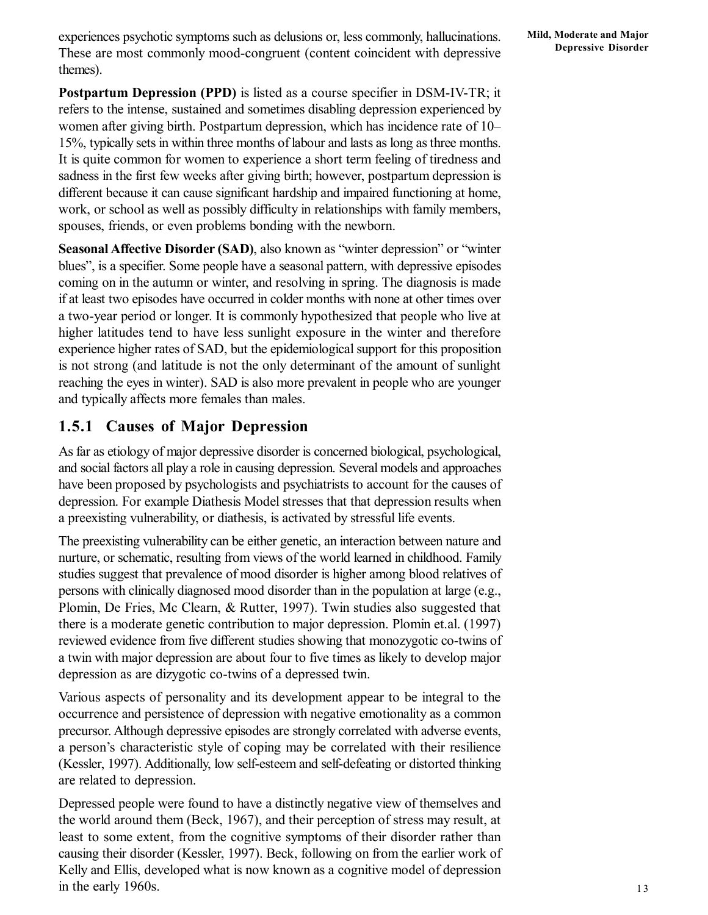experiences psychotic symptoms such as delusions or, less commonly, hallucinations. These are most commonly mood-congruent (content coincident with depressive themes).

**Postpartum Depression (PPD)** is listed as a course specifier in DSM-IV-TR; it refers to the intense, sustained and sometimes disabling depression experienced by women after giving birth. Postpartum depression, which has incidence rate of 10–15%, typically sets in within three months of labour and lasts as long as three months. It is quite common for women to experience a short term feeling of tiredness and sadness in the first few weeks after giving birth; however, postpartum depression is different because it can cause significant hardship and impaired functioning at home, work, or school as well as possibly difficulty in relationships with family members, spouses, friends, or even problems bonding with the newborn.

**Seasonal Affective Disorder (SAD)**, also known as "winter depression" or "winter blues", is a specifier. Some people have a seasonal pattern, with depressive episodes coming on in the autumn or winter, and resolving in spring. The diagnosis is made if at least two episodes have occurred in colder months with none at other times over a two-year period or longer. It is commonly hypothesized that people who live at higher latitudes tend to have less sunlight exposure in the winter and therefore experience higher rates of SAD, but the epidemiological support for this proposition is not strong (and latitude is not the only determinant of the amount of sunlight reaching the eyes in winter). SAD is also more prevalent in people who are younger and typically affects more females than males.

### 1.5.1 Causes of Major Depression

As far as etiology of major depressive disorder is concerned biological, psychological, and social factors all play a role in causing depression. Several models and approaches have been proposed by psychologists and psychiatrists to account for the causes of depression. For example Diathesis Model stresses that that depression results when a preexisting vulnerability, or diathesis, is activated by stressful life events.

The preexisting vulnerability can be either genetic, an interaction between nature and nurture, or schematic, resulting from views of the world learned in childhood. Family studies suggest that prevalence of mood disorder is higher among blood relatives of persons with clinically diagnosed mood disorder than in the population at large (e.g., Plomin, De Fries, Mc Clearn, & Rutter, 1997). Twin studies also suggested that there is a moderate genetic contribution to major depression. Plomin et.al. (1997) reviewed evidence from five different studies showing that monozygotic co-twins of a twin with major depression are about four to five times as likely to develop major depression as are dizygotic co-twins of a depressed twin.

Various aspects of personality and its development appear to be integral to the occurrence and persistence of depression with negative emotionality as a common precursor. Although depressive episodes are strongly correlated with adverse events, a person's characteristic style of coping may be correlated with their resilience (Kessler, 1997). Additionally, low self-esteem and self-defeating or distorted thinking are related to depression.

Depressed people were found to have a distinctly negative view of themselves and the world around them (Beck, 1967), and their perception of stress may result, at least to some extent, from the cognitive symptoms of their disorder rather than causing their disorder (Kessler, 1997). Beck, following on from the earlier work of Kelly and Ellis, developed what is now known as a cognitive model of depression in the early 1960s.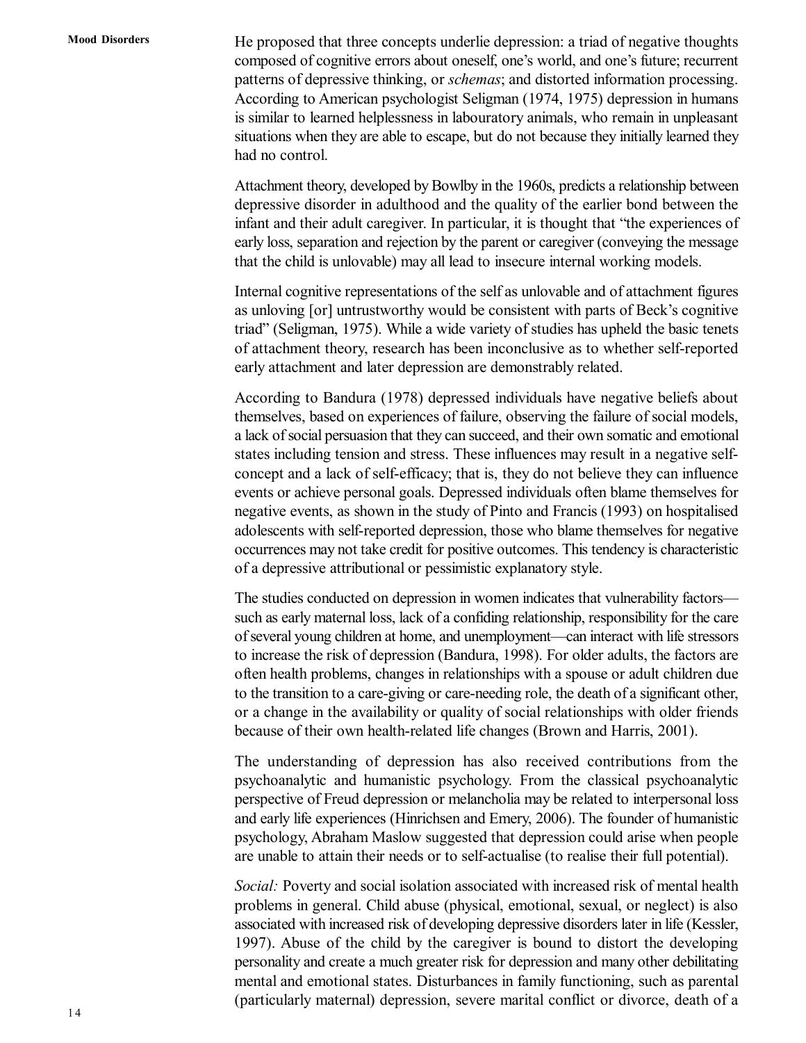He proposed that three concepts underlie depression: a triad of negative thoughts composed of cognitive errors about oneself, one's world, and one's future; recurrent patterns of depressive thinking, or *schemas*; and distorted information processing. According to American psychologist Seligman (1974, 1975) depression in humans is similar to learned helplessness in labouratory animals, who remain in unpleasant situations when they are able to escape, but do not because they initially learned they had no control.

Attachment theory, developed by Bowlby in the 1960s, predicts a relationship between depressive disorder in adulthood and the quality of the earlier bond between the infant and their adult caregiver. In particular, it is thought that "the experiences of early loss, separation and rejection by the parent or caregiver (conveying the message that the child is unlovable) may all lead to insecure internal working models.

Internal cognitive representations of the self as unlovable and of attachment figures as unloving [or] untrustworthy would be consistent with parts of Beck's cognitive triad" (Seligman, 1975). While a wide variety of studies has upheld the basic tenets of attachment theory, research has been inconclusive as to whether self-reported early attachment and later depression are demonstrably related.

According to Bandura (1978) depressed individuals have negative beliefs about themselves, based on experiences of failure, observing the failure of social models, a lack of social persuasion that they can succeed, and their own somatic and emotional states including tension and stress. These influences may result in a negative self-concept and a lack of self-efficacy; that is, they do not believe they can influence events or achieve personal goals. Depressed individuals often blame themselves for negative events, as shown in the study of Pinto and Francis (1993) on hospitalised adolescents with self-reported depression, those who blame themselves for negative occurrences may not take credit for positive outcomes. This tendency is characteristic of a depressive attributional or pessimistic explanatory style.

The studies conducted on depression in women indicates that vulnerability factors—such as early maternal loss, lack of a confiding relationship, responsibility for the care of several young children at home, and unemployment—can interact with life stressors to increase the risk of depression (Bandura, 1998). For older adults, the factors are often health problems, changes in relationships with a spouse or adult children due to the transition to a care-giving or care-needing role, the death of a significant other, or a change in the availability or quality of social relationships with older friends because of their own health-related life changes (Brown and Harris, 2001).

The understanding of depression has also received contributions from the psychoanalytic and humanistic psychology. From the classical psychoanalytic perspective of Freud depression or melancholia may be related to interpersonal loss and early life experiences (Hinrichsen and Emery, 2006). The founder of humanistic psychology, Abraham Maslow suggested that depression could arise when people are unable to attain their needs or to self-actualise (to realise their full potential).

*Social:* Poverty and social isolation associated with increased risk of mental health problems in general. Child abuse (physical, emotional, sexual, or neglect) is also associated with increased risk of developing depressive disorders later in life (Kessler, 1997). Abuse of the child by the caregiver is bound to distort the developing personality and create a much greater risk for depression and many other debilitating mental and emotional states. Disturbances in family functioning, such as parental (particularly maternal) depression, severe marital conflict or divorce, death of a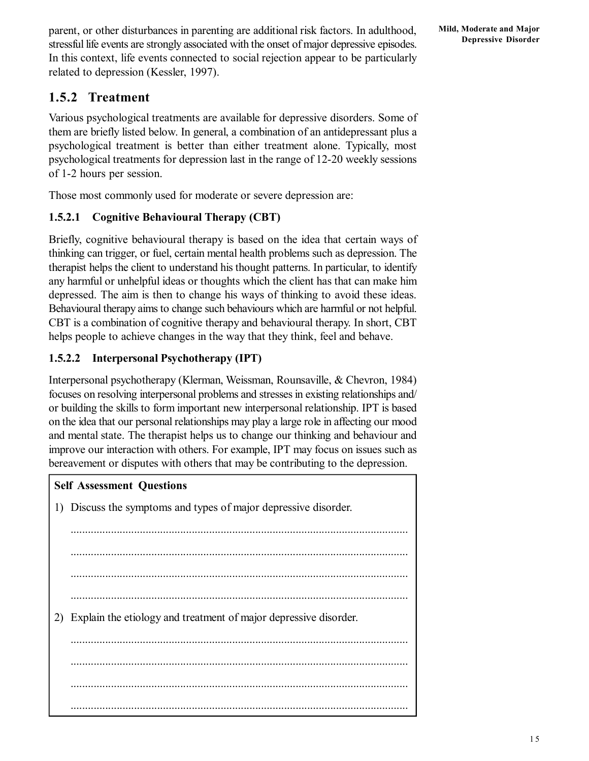parent, or other disturbances in parenting are additional risk factors. In adulthood, stressful life events are strongly associated with the onset of major depressive episodes. In this context, life events connected to social rejection appear to be particularly related to depression (Kessler, 1997).

## 1.5.2 Treatment

Various psychological treatments are available for depressive disorders. Some of them are briefly listed below. In general, a combination of an antidepressant plus a psychological treatment is better than either treatment alone. Typically, most psychological treatments for depression last in the range of 12-20 weekly sessions of 1-2 hours per session.

Those most commonly used for moderate or severe depression are:

### 1.5.2.1 Cognitive Behavioural Therapy (CBT)

Briefly, cognitive behavioural therapy is based on the idea that certain ways of thinking can trigger, or fuel, certain mental health problems such as depression. The therapist helps the client to understand his thought patterns. In particular, to identify any harmful or unhelpful ideas or thoughts which the client has that can make him depressed. The aim is then to change his ways of thinking to avoid these ideas. Behavioural therapy aims to change such behaviours which are harmful or not helpful. CBT is a combination of cognitive therapy and behavioural therapy. In short, CBT helps people to achieve changes in the way that they think, feel and behave.

### 1.5.2.2 Interpersonal Psychotherapy (IPT)

Interpersonal psychotherapy (Klerman, Weissman, Rounsaville, & Chevron, 1984) focuses on resolving interpersonal problems and stresses in existing relationships and/or building the skills to form important new interpersonal relationship. IPT is based on the idea that our personal relationships may play a large role in affecting our mood and mental state. The therapist helps us to change our thinking and behaviour and improve our interaction with others. For example, IPT may focus on issues such as bereavement or disputes with others that may be contributing to the depression.

**Self Assessment Questions**

1) Discuss the symptoms and types of major depressive disorder.

.....................................................................................................................

.....................................................................................................................

.....................................................................................................................

.....................................................................................................................

2) Explain the etiology and treatment of major depressive disorder.

.....................................................................................................................

.....................................................................................................................

.....................................................................................................................

.....................................................................................................................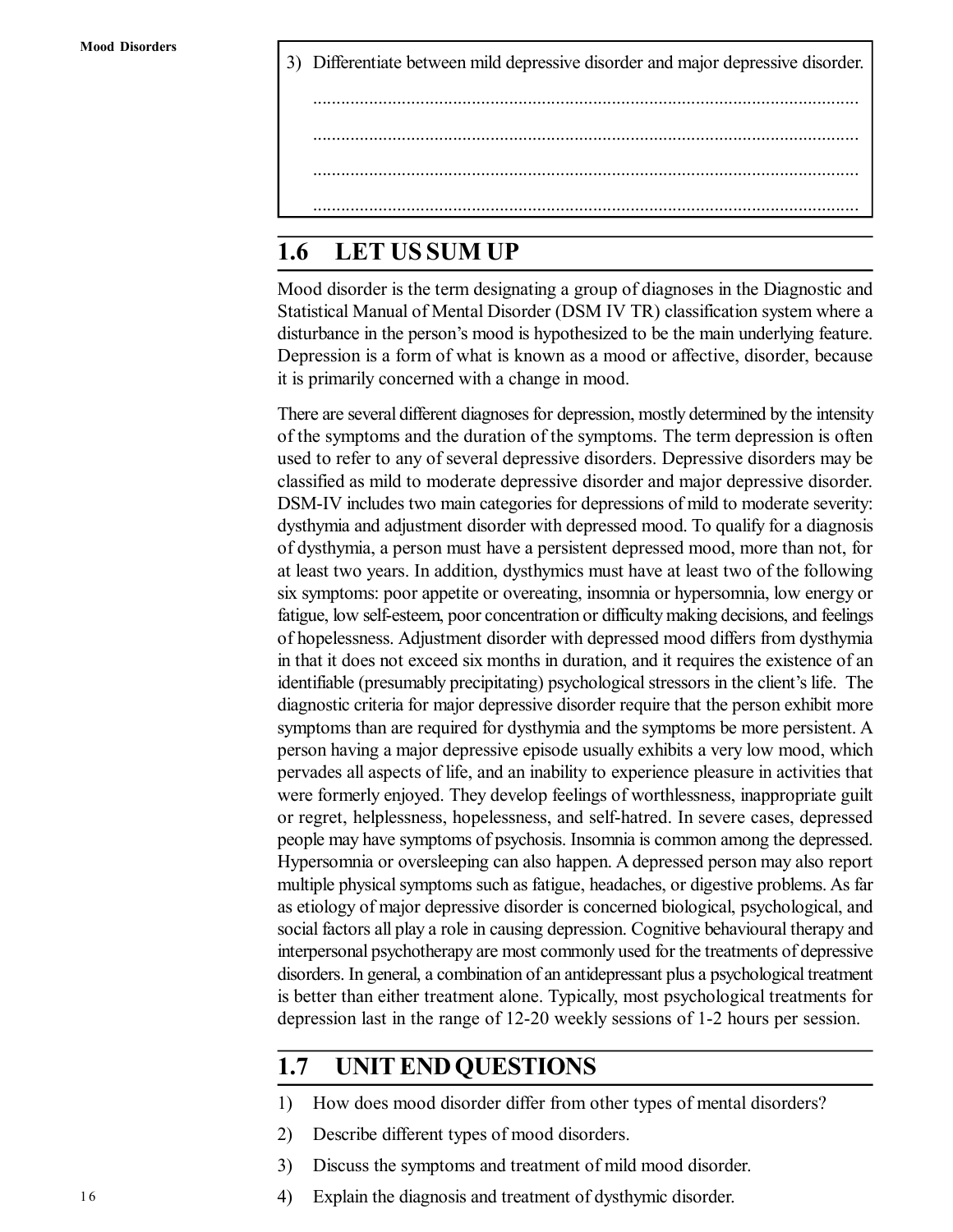3) Differentiate between mild depressive disorder and major depressive disorder.

.....................................................................................................................

.....................................................................................................................

.....................................................................................................................

.....................................................................................................................

## 1.6 LET US SUM UP

Mood disorder is the term designating a group of diagnoses in the Diagnostic and Statistical Manual of Mental Disorder (DSM IV TR) classification system where a disturbance in the person's mood is hypothesized to be the main underlying feature. Depression is a form of what is known as a mood or affective, disorder, because it is primarily concerned with a change in mood.

There are several different diagnoses for depression, mostly determined by the intensity of the symptoms and the duration of the symptoms. The term depression is often used to refer to any of several depressive disorders. Depressive disorders may be classified as mild to moderate depressive disorder and major depressive disorder. DSM-IV includes two main categories for depressions of mild to moderate severity: dysthymia and adjustment disorder with depressed mood. To qualify for a diagnosis of dysthymia, a person must have a persistent depressed mood, more than not, for at least two years. In addition, dysthymics must have at least two of the following six symptoms: poor appetite or overeating, insomnia or hypersomnia, low energy or fatigue, low self-esteem, poor concentration or difficulty making decisions, and feelings of hopelessness. Adjustment disorder with depressed mood differs from dysthymia in that it does not exceed six months in duration, and it requires the existence of an identifiable (presumably precipitating) psychological stressors in the client's life. The diagnostic criteria for major depressive disorder require that the person exhibit more symptoms than are required for dysthymia and the symptoms be more persistent. A person having a major depressive episode usually exhibits a very low mood, which pervades all aspects of life, and an inability to experience pleasure in activities that were formerly enjoyed. They develop feelings of worthlessness, inappropriate guilt or regret, helplessness, hopelessness, and self-hatred. In severe cases, depressed people may have symptoms of psychosis. Insomnia is common among the depressed. Hypersomnia or oversleeping can also happen. A depressed person may also report multiple physical symptoms such as fatigue, headaches, or digestive problems. As far as etiology of major depressive disorder is concerned biological, psychological, and social factors all play a role in causing depression. Cognitive behavioural therapy and interpersonal psychotherapy are most commonly used for the treatments of depressive disorders. In general, a combination of an antidepressant plus a psychological treatment is better than either treatment alone. Typically, most psychological treatments for depression last in the range of 12-20 weekly sessions of 1-2 hours per session.

## 1.7 UNIT END QUESTIONS

1) How does mood disorder differ from other types of mental disorders?
2) Describe different types of mood disorders.
3) Discuss the symptoms and treatment of mild mood disorder.
4) Explain the diagnosis and treatment of dysthymic disorder.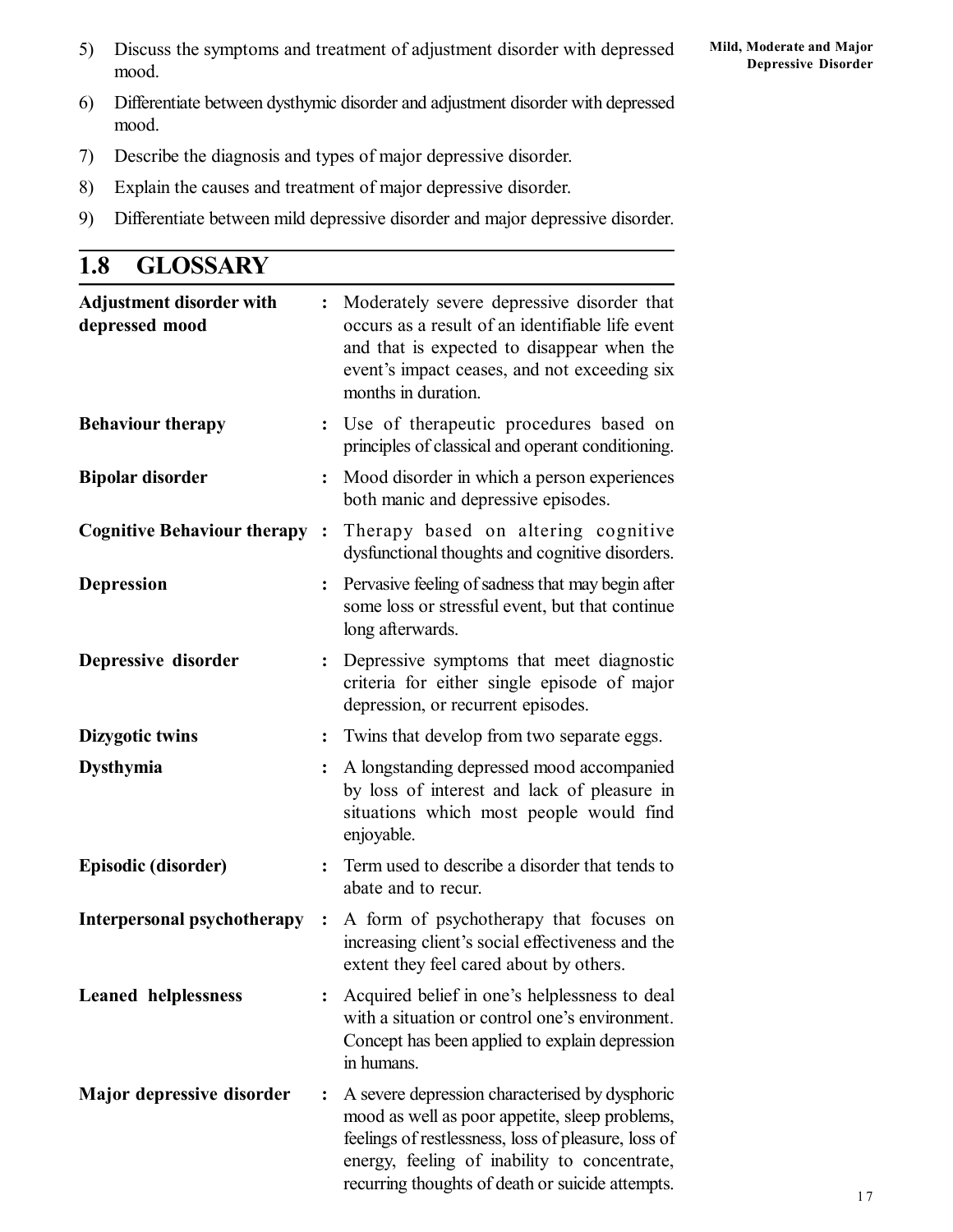5) Discuss the symptoms and treatment of adjustment disorder with depressed mood.
6) Differentiate between dysthymic disorder and adjustment disorder with depressed mood.
7) Describe the diagnosis and types of major depressive disorder.
8) Explain the causes and treatment of major depressive disorder.
9) Differentiate between mild depressive disorder and major depressive disorder.

## 1.8 GLOSSARY

**Adjustment disorder with depressed mood** : Moderately severe depressive disorder that occurs as a result of an identifiable life event and that is expected to disappear when the event's impact ceases, and not exceeding six months in duration.

**Behaviour therapy** : Use of therapeutic procedures based on principles of classical and operant conditioning.

**Bipolar disorder** : Mood disorder in which a person experiences both manic and depressive episodes.

**Cognitive Behaviour therapy** : Therapy based on altering cognitive dysfunctional thoughts and cognitive disorders.

**Depression** : Pervasive feeling of sadness that may begin after some loss or stressful event, but that continue long afterwards.

**Depressive disorder** : Depressive symptoms that meet diagnostic criteria for either single episode of major depression, or recurrent episodes.

**Dizygotic twins** : Twins that develop from two separate eggs.

**Dysthymia** : A longstanding depressed mood accompanied by loss of interest and lack of pleasure in situations which most people would find enjoyable.

**Episodic (disorder)** : Term used to describe a disorder that tends to abate and to recur.

**Interpersonal psychotherapy** : A form of psychotherapy that focuses on increasing client's social effectiveness and the extent they feel cared about by others.

**Leaned helplessness** : Acquired belief in one's helplessness to deal with a situation or control one's environment. Concept has been applied to explain depression in humans.

**Major depressive disorder** : A severe depression characterised by dysphoric mood as well as poor appetite, sleep problems, feelings of restlessness, loss of pleasure, loss of energy, feeling of inability to concentrate, recurring thoughts of death or suicide attempts.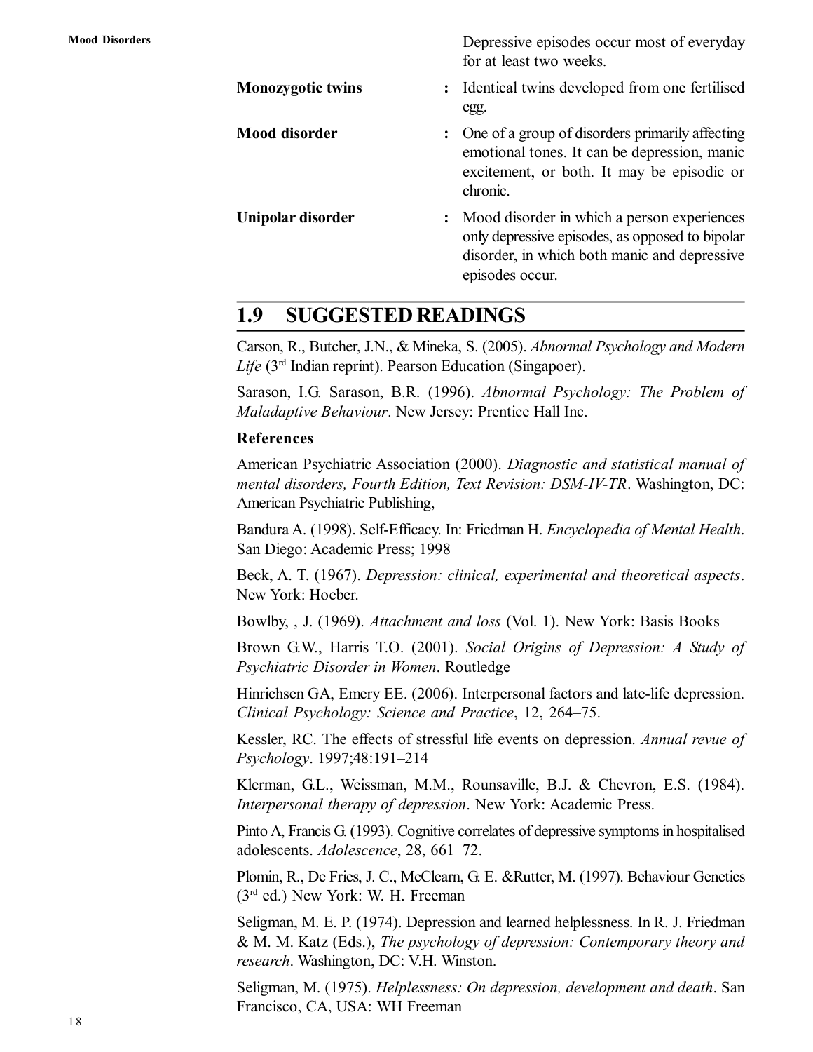Depressive episodes occur most of everyday for at least two weeks.

**Monozygotic twins** : Identical twins developed from one fertilised egg.

**Mood disorder** : One of a group of disorders primarily affecting emotional tones. It can be depression, manic excitement, or both. It may be episodic or chronic.

**Unipolar disorder** : Mood disorder in which a person experiences only depressive episodes, as opposed to bipolar disorder, in which both manic and depressive episodes occur.

## 1.9 SUGGESTED READINGS

Carson, R., Butcher, J.N., & Mineka, S. (2005). *Abnormal Psychology and Modern Life* (3rd Indian reprint). Pearson Education (Singapoer).

Sarason, I.G. Sarason, B.R. (1996). *Abnormal Psychology: The Problem of Maladaptive Behaviour*. New Jersey: Prentice Hall Inc.

**References**

American Psychiatric Association (2000). *Diagnostic and statistical manual of mental disorders, Fourth Edition, Text Revision: DSM-IV-TR*. Washington, DC: American Psychiatric Publishing,

Bandura A. (1998). Self-Efficacy. In: Friedman H. *Encyclopedia of Mental Health*. San Diego: Academic Press; 1998

Beck, A. T. (1967). *Depression: clinical, experimental and theoretical aspects*. New York: Hoeber.

Bowlby, , J. (1969). *Attachment and loss* (Vol. 1). New York: Basis Books

Brown G.W., Harris T.O. (2001). *Social Origins of Depression: A Study of Psychiatric Disorder in Women*. Routledge

Hinrichsen GA, Emery EE. (2006). Interpersonal factors and late-life depression. *Clinical Psychology: Science and Practice*, 12, 264–75.

Kessler, RC. The effects of stressful life events on depression. *Annual revue of Psychology*. 1997;48:191–214

Klerman, G.L., Weissman, M.M., Rounsaville, B.J. & Chevron, E.S. (1984). *Interpersonal therapy of depression*. New York: Academic Press.

Pinto A, Francis G. (1993). Cognitive correlates of depressive symptoms in hospitalised adolescents. *Adolescence*, 28, 661–72.

Plomin, R., De Fries, J. C., McClearn, G. E. &Rutter, M. (1997). Behaviour Genetics (3rd ed.) New York: W. H. Freeman

Seligman, M. E. P. (1974). Depression and learned helplessness. In R. J. Friedman & M. M. Katz (Eds.), *The psychology of depression: Contemporary theory and research*. Washington, DC: V.H. Winston.

Seligman, M. (1975). *Helplessness: On depression, development and death*. San Francisco, CA, USA: WH Freeman